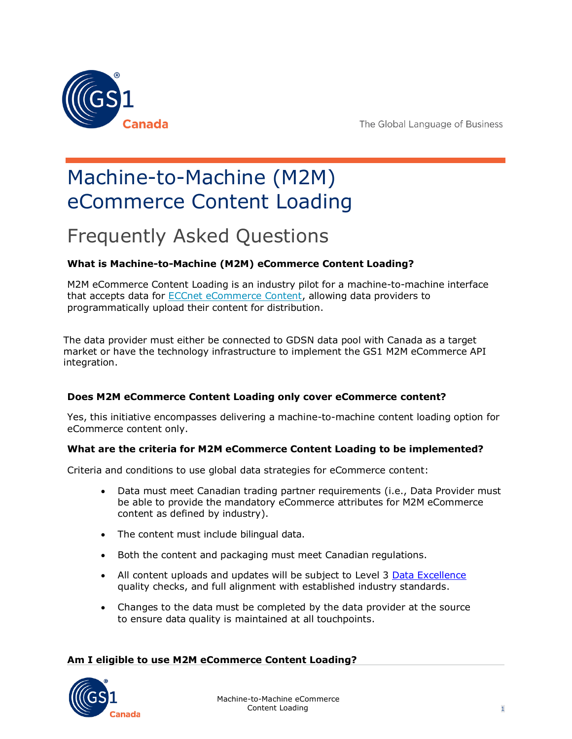# Machine-to-Machine (M2M) eCommerce Content Loading

## Frequently Asked Questions

**What is Machine-to-Machine (M2M) eCommerce Content Loading?**

M2M eCommerce Content Loading is an industry pilot for a machine-to-machine interface that accepts data for ECCnet eCommerce Content, allowing data providers to programmatically upload their content for distribution.

The data provider must either be connected to GDSN data pool with Canada as a target market or have the technology infrastructure to implement the GS1 M2M eCommerce API integration.

**Does M2M eCommerce Content Loading only cover eCommerce content?**

Yes, this initiative encompasses delivering a machine-to-machine content loading option for eCommerce content only.

**What are the criteria for M2M eCommerce Content Loading to be implemented?**

Criteria and conditions to use global data strategies for eCommerce content:

- Data must meet Canadian trading partner requirements (i.e., Data Provider must be able to provide the mandatory eCommerce attributes for M2M eCommerce content as defined by industry).
- The content must include bilingual data.
- Both the content and packaging must meet Canadian regulations.
- All content uploads and updates will be subject to Level 3 Data Excellence quality checks, and full alignment with established industry standards.
- Changes to the data must be completed by the data provider at the source to ensure data quality is maintained at all touchpoints.

**Am I eligible to use M2M eCommerce Content Loading?**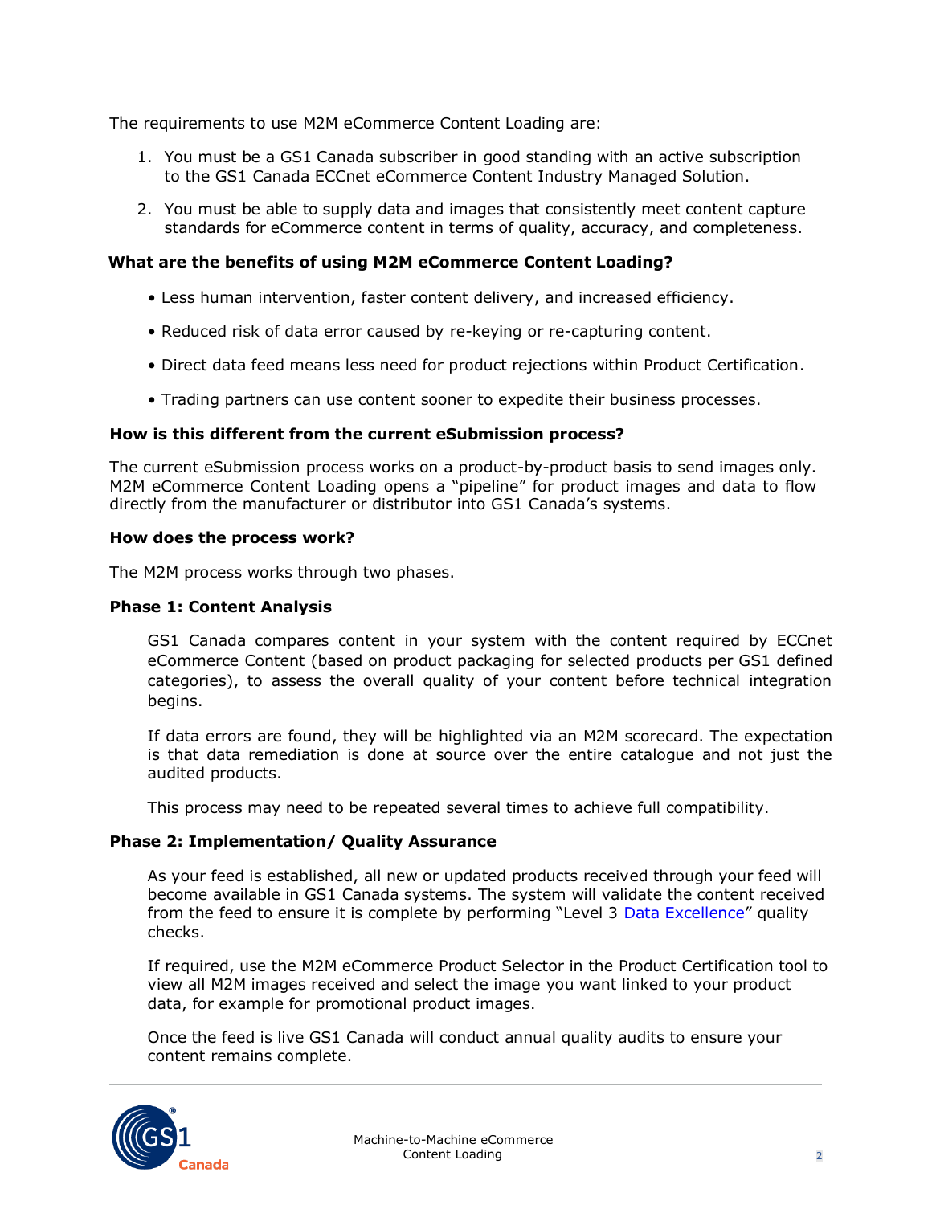The requirements to use M2M eCommerce Content Loading are:

1. You must be a GS1 Canada subscriber in good standing with an active subscription to the GS1 Canada ECCnet eCommerce Content Industry Managed Solution.
2. You must be able to supply data and images that consistently meet content capture standards for eCommerce content in terms of quality, accuracy, and completeness.

**What are the benefits of using M2M eCommerce Content Loading?**

- Less human intervention, faster content delivery, and increased efficiency.
- Reduced risk of data error caused by re-keying or re-capturing content.
- Direct data feed means less need for product rejections within Product Certification.
- Trading partners can use content sooner to expedite their business processes.

**How is this different from the current eSubmission process?**

The current eSubmission process works on a product-by-product basis to send images only. M2M eCommerce Content Loading opens a "pipeline" for product images and data to flow directly from the manufacturer or distributor into GS1 Canada's systems.

**How does the process work?**

The M2M process works through two phases.

**Phase 1: Content Analysis**

GS1 Canada compares content in your system with the content required by ECCnet eCommerce Content (based on product packaging for selected products per GS1 defined categories), to assess the overall quality of your content before technical integration begins.

If data errors are found, they will be highlighted via an M2M scorecard. The expectation is that data remediation is done at source over the entire catalogue and not just the audited products.

This process may need to be repeated several times to achieve full compatibility.

**Phase 2: Implementation/ Quality Assurance**

As your feed is established, all new or updated products received through your feed will become available in GS1 Canada systems. The system will validate the content received from the feed to ensure it is complete by performing "Level 3 Data Excellence" quality checks.

If required, use the M2M eCommerce Product Selector in the Product Certification tool to view all M2M images received and select the image you want linked to your product data, for example for promotional product images.

Once the feed is live GS1 Canada will conduct annual quality audits to ensure your content remains complete.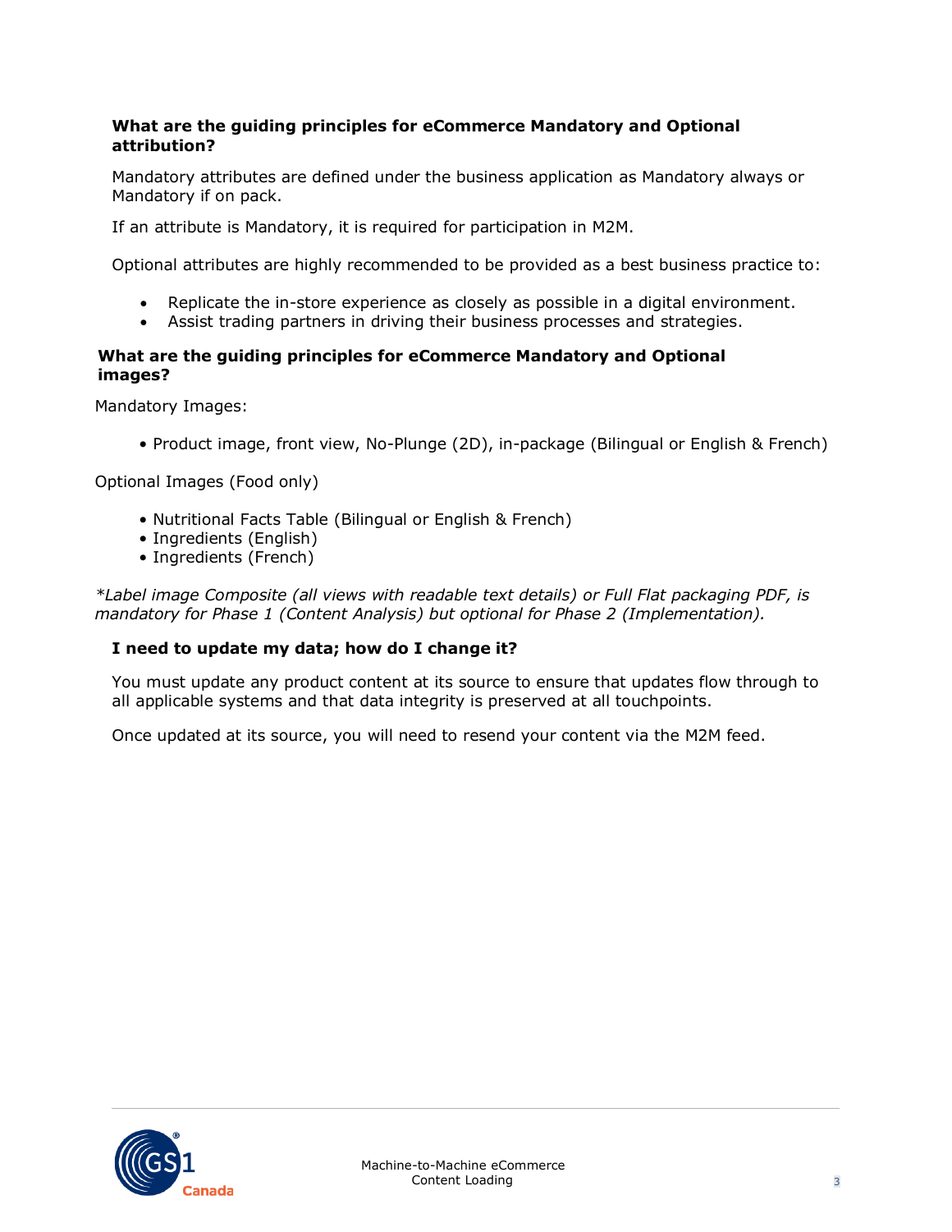### What are the guiding principles for eCommerce Mandatory and Optional attribution?

Mandatory attributes are defined under the business application as Mandatory always or Mandatory if on pack.

If an attribute is Mandatory, it is required for participation in M2M.

Optional attributes are highly recommended to be provided as a best business practice to:

- Replicate the in-store experience as closely as possible in a digital environment.
- Assist trading partners in driving their business processes and strategies.

### What are the guiding principles for eCommerce Mandatory and Optional images?

Mandatory Images:

- Product image, front view, No-Plunge (2D), in-package (Bilingual or English & French)

Optional Images (Food only)

- Nutritional Facts Table (Bilingual or English & French)
- Ingredients (English)
- Ingredients (French)

*\*Label image Composite (all views with readable text details) or Full Flat packaging PDF, is mandatory for Phase 1 (Content Analysis) but optional for Phase 2 (Implementation).*

### I need to update my data; how do I change it?

You must update any product content at its source to ensure that updates flow through to all applicable systems and that data integrity is preserved at all touchpoints.

Once updated at its source, you will need to resend your content via the M2M feed.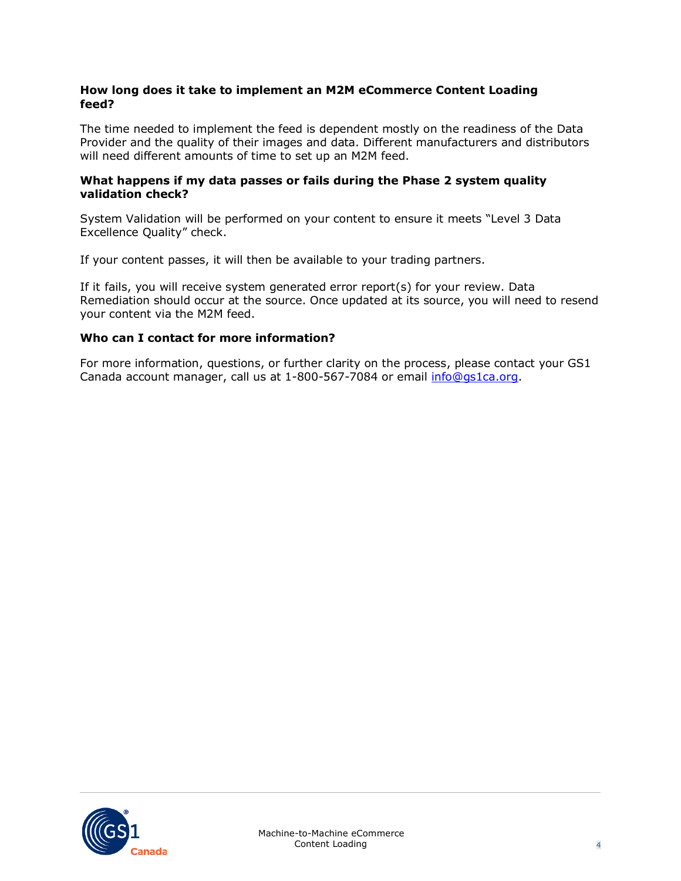**How long does it take to implement an M2M eCommerce Content Loading feed?**

The time needed to implement the feed is dependent mostly on the readiness of the Data Provider and the quality of their images and data. Different manufacturers and distributors will need different amounts of time to set up an M2M feed.

**What happens if my data passes or fails during the Phase 2 system quality validation check?**

System Validation will be performed on your content to ensure it meets "Level 3 Data Excellence Quality" check.

If your content passes, it will then be available to your trading partners.

If it fails, you will receive system generated error report(s) for your review. Data Remediation should occur at the source. Once updated at its source, you will need to resend your content via the M2M feed.

**Who can I contact for more information?**

For more information, questions, or further clarity on the process, please contact your GS1 Canada account manager, call us at 1-800-567-7084 or email info@gs1ca.org.